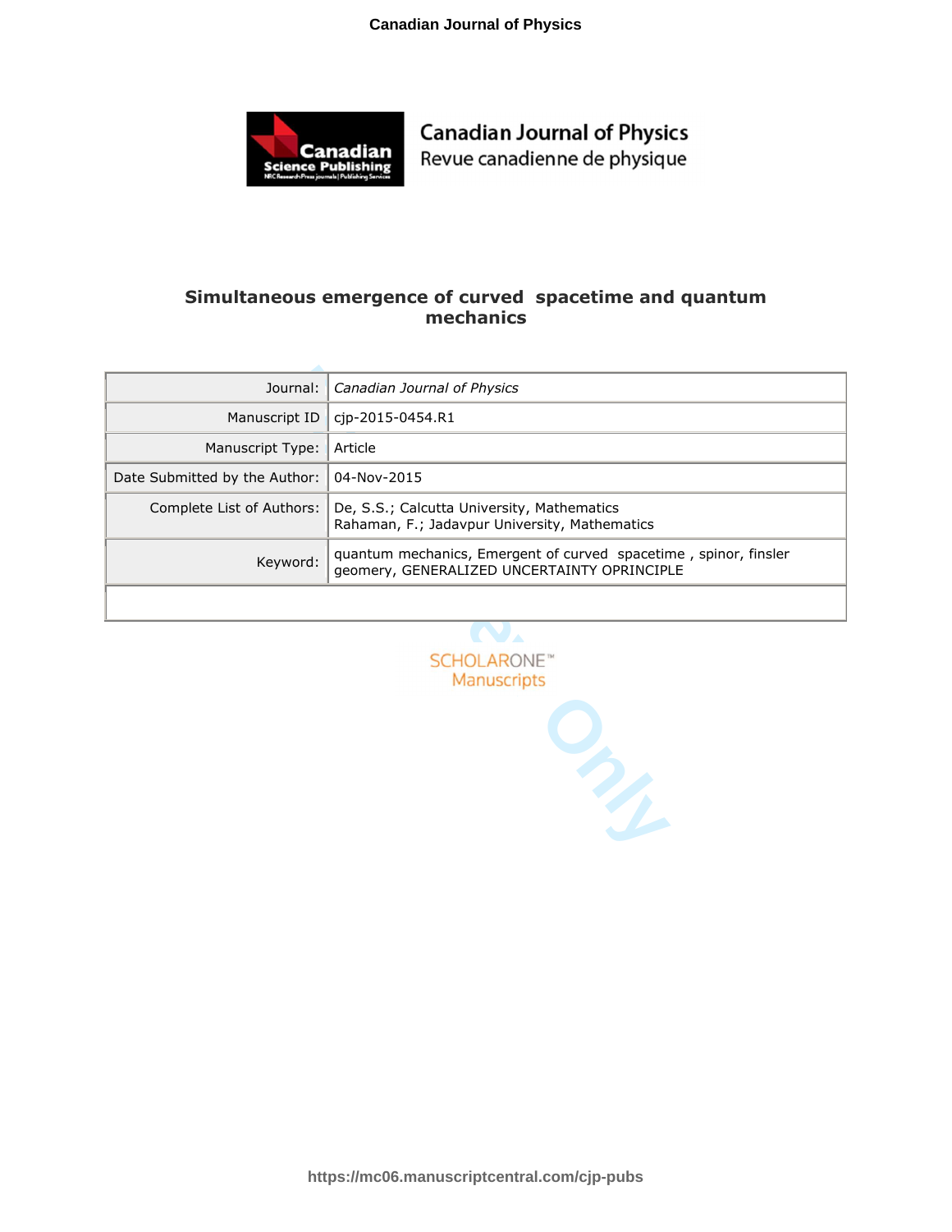# Simultaneous emergence of curved spacetime and quantum mechanics

| Journal: | *Canadian Journal of Physics* |
|---|---|
| Manuscript ID | cjp-2015-0454.R1 |
| Manuscript Type: | Article |
| Date Submitted by the Author: | 04-Nov-2015 |
| Complete List of Authors: | De, S.S.; Calcutta University, Mathematics<br>Rahaman, F.; Jadavpur University, Mathematics |
| Keyword: | quantum mechanics, Emergent of curved spacetime , spinor, finsler geomery, GENERALIZED UNCERTAINTY OPRINCIPLE |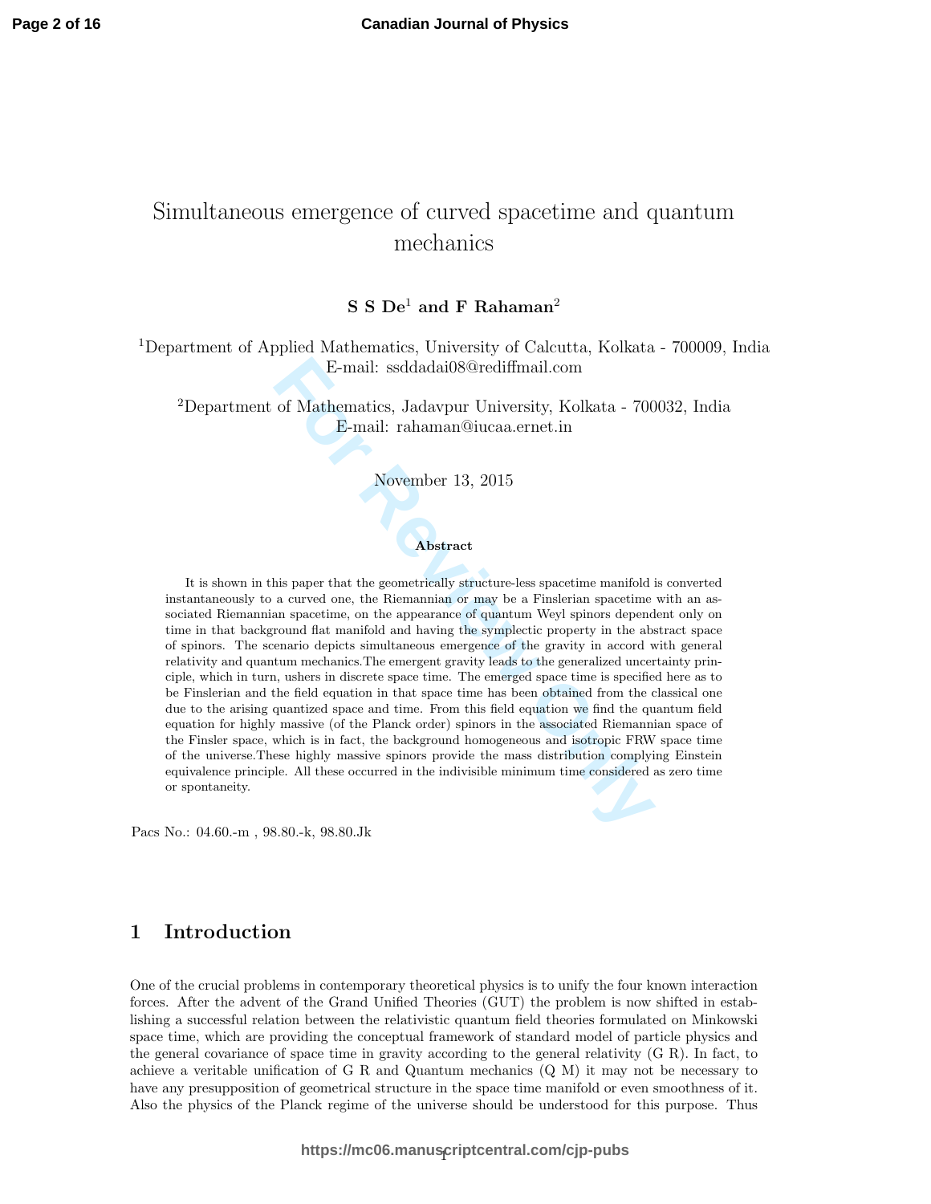# Simultaneous emergence of curved spacetime and quantum mechanics

**S S De[1] and F Rahaman[2]**

[1]Department of Applied Mathematics, University of Calcutta, Kolkata - 700009, India
E-mail: ssddadai08@rediffmail.com

[2]Department of Mathematics, Jadavpur University, Kolkata - 700032, India
E-mail: rahaman@iucaa.ernet.in

November 13, 2015

**Abstract**

It is shown in this paper that the geometrically structure-less spacetime manifold is converted instantaneously to a curved one, the Riemannian or may be a Finslerian spacetime with an associated Riemannian spacetime, on the appearance of quantum Weyl spinors dependent only on time in that background flat manifold and having the symplectic property in the abstract space of spinors. The scenario depicts simultaneous emergence of the gravity in accord with general relativity and quantum mechanics.The emergent gravity leads to the generalized uncertainty principle, which in turn, ushers in discrete space time. The emerged space time is specified here as to be Finslerian and the field equation in that space time has been obtained from the classical one due to the arising quantized space and time. From this field equation we find the quantum field equation for highly massive (of the Planck order) spinors in the associated Riemannian space of the Finsler space, which is in fact, the background homogeneous and isotropic FRW space time of the universe.These highly massive spinors provide the mass distribution complying Einstein equivalence principle. All these occurred in the indivisible minimum time considered as zero time or spontaneity.

Pacs No.: 04.60.-m , 98.80.-k, 98.80.Jk

## 1 Introduction

One of the crucial problems in contemporary theoretical physics is to unify the four known interaction forces. After the advent of the Grand Unified Theories (GUT) the problem is now shifted in establishing a successful relation between the relativistic quantum field theories formulated on Minkowski space time, which are providing the conceptual framework of standard model of particle physics and the general covariance of space time in gravity according to the general relativity (G R). In fact, to achieve a veritable unification of G R and Quantum mechanics (Q M) it may not be necessary to have any presupposition of geometrical structure in the space time manifold or even smoothness of it. Also the physics of the Planck regime of the universe should be understood for this purpose. Thus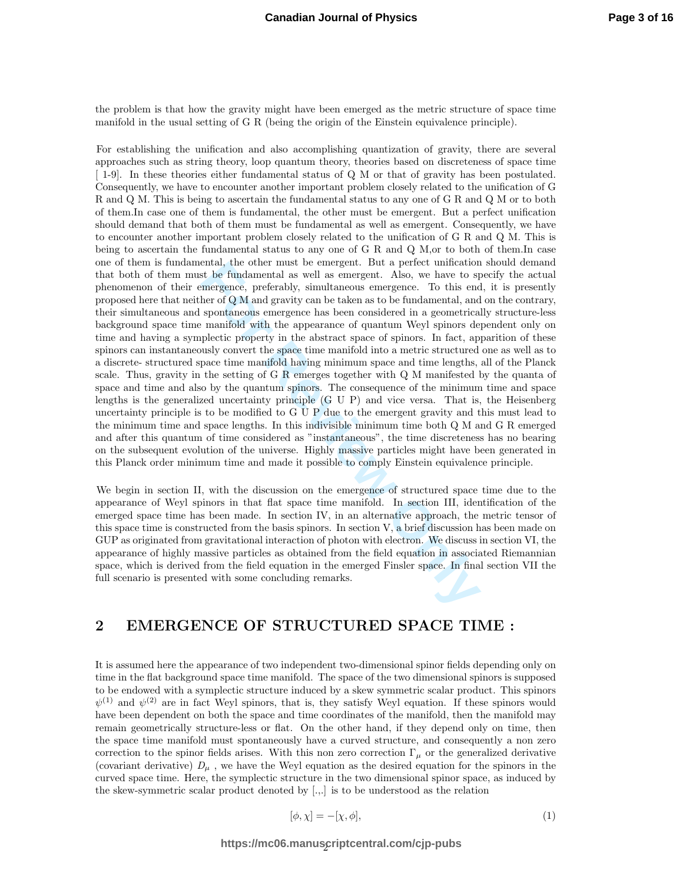the problem is that how the gravity might have been emerged as the metric structure of space time manifold in the usual setting of G R (being the origin of the Einstein equivalence principle).

For establishing the unification and also accomplishing quantization of gravity, there are several approaches such as string theory, loop quantum theory, theories based on discreteness of space time [ 1-9]. In these theories either fundamental status of Q M or that of gravity has been postulated. Consequently, we have to encounter another important problem closely related to the unification of G R and Q M. This is being to ascertain the fundamental status to any one of G R and Q M or to both of them.In case one of them is fundamental, the other must be emergent. But a perfect unification should demand that both of them must be fundamental as well as emergent. Consequently, we have to encounter another important problem closely related to the unification of G R and Q M. This is being to ascertain the fundamental status to any one of G R and Q M,or to both of them.In case one of them is fundamental, the other must be emergent. But a perfect unification should demand that both of them must be fundamental as well as emergent. Also, we have to specify the actual phenomenon of their emergence, preferably, simultaneous emergence. To this end, it is presently proposed here that neither of Q M and gravity can be taken as to be fundamental, and on the contrary, their simultaneous and spontaneous emergence has been considered in a geometrically structure-less background space time manifold with the appearance of quantum Weyl spinors dependent only on time and having a symplectic property in the abstract space of spinors. In fact, apparition of these spinors can instantaneously convert the space time manifold into a metric structured one as well as to a discrete- structured space time manifold having minimum space and time lengths, all of the Planck scale. Thus, gravity in the setting of G R emerges together with Q M manifested by the quanta of space and time and also by the quantum spinors. The consequence of the minimum time and space lengths is the generalized uncertainty principle (G U P) and vice versa. That is, the Heisenberg uncertainty principle is to be modified to G U P due to the emergent gravity and this must lead to the minimum time and space lengths. In this indivisible minimum time both Q M and G R emerged and after this quantum of time considered as "instantaneous", the time discreteness has no bearing on the subsequent evolution of the universe. Highly massive particles might have been generated in this Planck order minimum time and made it possible to comply Einstein equivalence principle.

We begin in section II, with the discussion on the emergence of structured space time due to the appearance of Weyl spinors in that flat space time manifold. In section III, identification of the emerged space time has been made. In section IV, in an alternative approach, the metric tensor of this space time is constructed from the basis spinors. In section V, a brief discussion has been made on GUP as originated from gravitational interaction of photon with electron. We discuss in section VI, the appearance of highly massive particles as obtained from the field equation in associated Riemannian space, which is derived from the field equation in the emerged Finsler space. In final section VII the full scenario is presented with some concluding remarks.

## 2 EMERGENCE OF STRUCTURED SPACE TIME :

It is assumed here the appearance of two independent two-dimensional spinor fields depending only on time in the flat background space time manifold. The space of the two dimensional spinors is supposed to be endowed with a symplectic structure induced by a skew symmetric scalar product. This spinors $\psi^{(1)}$ and $\psi^{(2)}$ are in fact Weyl spinors, that is, they satisfy Weyl equation. If these spinors would have been dependent on both the space and time coordinates of the manifold, then the manifold may remain geometrically structure-less or flat. On the other hand, if they depend only on time, then the space time manifold must spontaneously have a curved structure, and consequently a non zero correction to the spinor fields arises. With this non zero correction $\Gamma_\mu$ or the generalized derivative (covariant derivative) $D_\mu$ , we have the Weyl equation as the desired equation for the spinors in the curved space time. Here, the symplectic structure in the two dimensional spinor space, as induced by the skew-symmetric scalar product denoted by [.,.] is to be understood as the relation

$$[\phi, \chi] = -[\chi, \phi], \tag{1}$$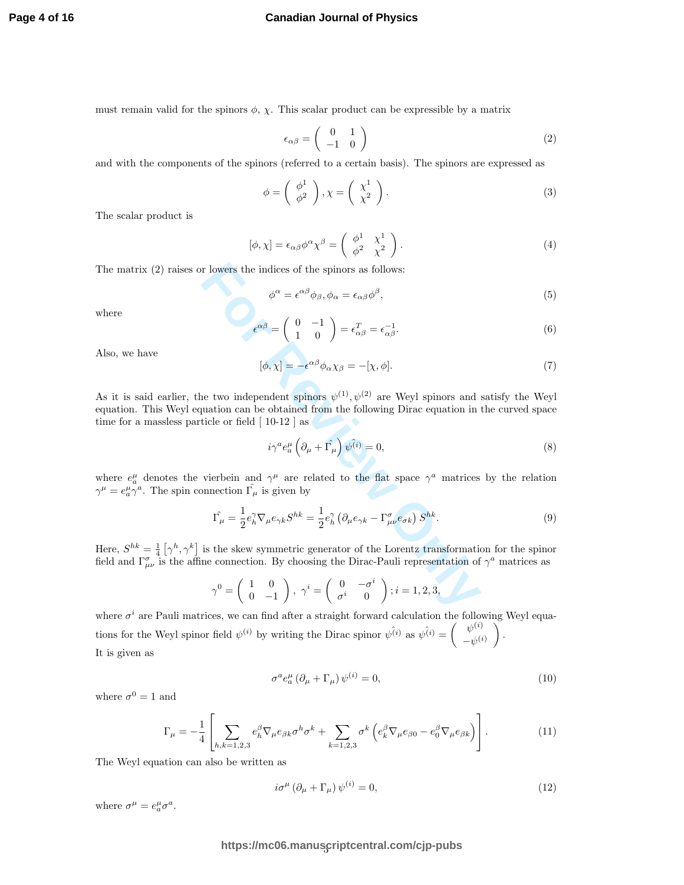must remain valid for the spinors $\phi$, $\chi$. This scalar product can be expressible by a matrix

$$\epsilon_{\alpha\beta} = \begin{pmatrix} 0 & 1 \\ -1 & 0 \end{pmatrix} \tag{2}$$

and with the components of the spinors (referred to a certain basis). The spinors are expressed as

$$\phi = \begin{pmatrix} \phi^1 \\ \phi^2 \end{pmatrix}, \chi = \begin{pmatrix} \chi^1 \\ \chi^2 \end{pmatrix}. \tag{3}$$

The scalar product is

$$[\phi, \chi] = \epsilon_{\alpha\beta}\phi^\alpha\chi^\beta = \begin{pmatrix} \phi^1 & \chi^1 \\ \phi^2 & \chi^2 \end{pmatrix}. \tag{4}$$

The matrix (2) raises or lowers the indices of the spinors as follows:

$$\phi^\alpha = \epsilon^{\alpha\beta}\phi_\beta, \phi_\alpha = \epsilon_{\alpha\beta}\phi^\beta, \tag{5}$$

where

$$\epsilon^{\alpha\beta} = \begin{pmatrix} 0 & -1 \\ 1 & 0 \end{pmatrix} = \epsilon^T_{\alpha\beta} = \epsilon^{-1}_{\alpha\beta}. \tag{6}$$

Also, we have

$$[\phi, \chi] = -\epsilon^{\alpha\beta}\phi_\alpha\chi_\beta = -[\chi, \phi]. \tag{7}$$

As it is said earlier, the two independent spinors $\psi^{(1)}, \psi^{(2)}$ are Weyl spinors and satisfy the Weyl equation. This Weyl equation can be obtained from the following Dirac equation in the curved space time for a massless particle or field [ 10-12 ] as

$$i\gamma^a e^\mu_a \left(\partial_\mu + \hat{\Gamma_\mu}\right)\hat{\psi^{(i)}} = 0, \tag{8}$$

where $e^\mu_a$ denotes the vierbein and $\gamma^\mu$ are related to the flat space $\gamma^a$ matrices by the relation $\gamma^\mu = e^\mu_a\gamma^a$. The spin connection $\hat{\Gamma_\mu}$ is given by

$$\hat{\Gamma_\mu} = \frac{1}{2}e^\gamma_h \nabla_\mu e_{\gamma k} S^{hk} = \frac{1}{2}e^\gamma_h \left(\partial_\mu e_{\gamma k} - \Gamma^\sigma_{\mu\nu} e_{\sigma k}\right) S^{hk}. \tag{9}$$

Here, $S^{hk} = \frac{1}{4}\left[\gamma^h, \gamma^k\right]$ is the skew symmetric generator of the Lorentz transformation for the spinor field and $\Gamma^\sigma_{\mu\nu}$ is the affine connection. By choosing the Dirac-Pauli representation of $\gamma^a$ matrices as

$$\gamma^0 = \begin{pmatrix} 1 & 0 \\ 0 & -1 \end{pmatrix}, \ \gamma^i = \begin{pmatrix} 0 & -\sigma^i \\ \sigma^i & 0 \end{pmatrix}; i = 1, 2, 3,$$

where $\sigma^i$ are Pauli matrices, we can find after a straight forward calculation the following Weyl equations for the Weyl spinor field $\psi^{(i)}$ by writing the Dirac spinor $\hat{\psi^{(i)}}$ as $\hat{\psi^{(i)}} = \begin{pmatrix} \psi^{(i)} \\ -\psi^{(i)} \end{pmatrix}$. It is given as

$$\sigma^a e^\mu_a \left(\partial_\mu + \Gamma_\mu\right)\psi^{(i)} = 0, \tag{10}$$

where $\sigma^0 = 1$ and

$$\Gamma_\mu = -\frac{1}{4}\left[\sum_{h,k=1,2,3} e^\beta_h \nabla_\mu e_{\beta k}\sigma^h\sigma^k + \sum_{k=1,2,3}\sigma^k\left(e^\beta_k\nabla_\mu e_{\beta 0} - e^\beta_0\nabla_\mu e_{\beta k}\right)\right]. \tag{11}$$

The Weyl equation can also be written as

$$i\sigma^\mu\left(\partial_\mu + \Gamma_\mu\right)\psi^{(i)} = 0, \tag{12}$$

where $\sigma^\mu = e^\mu_a\sigma^a$.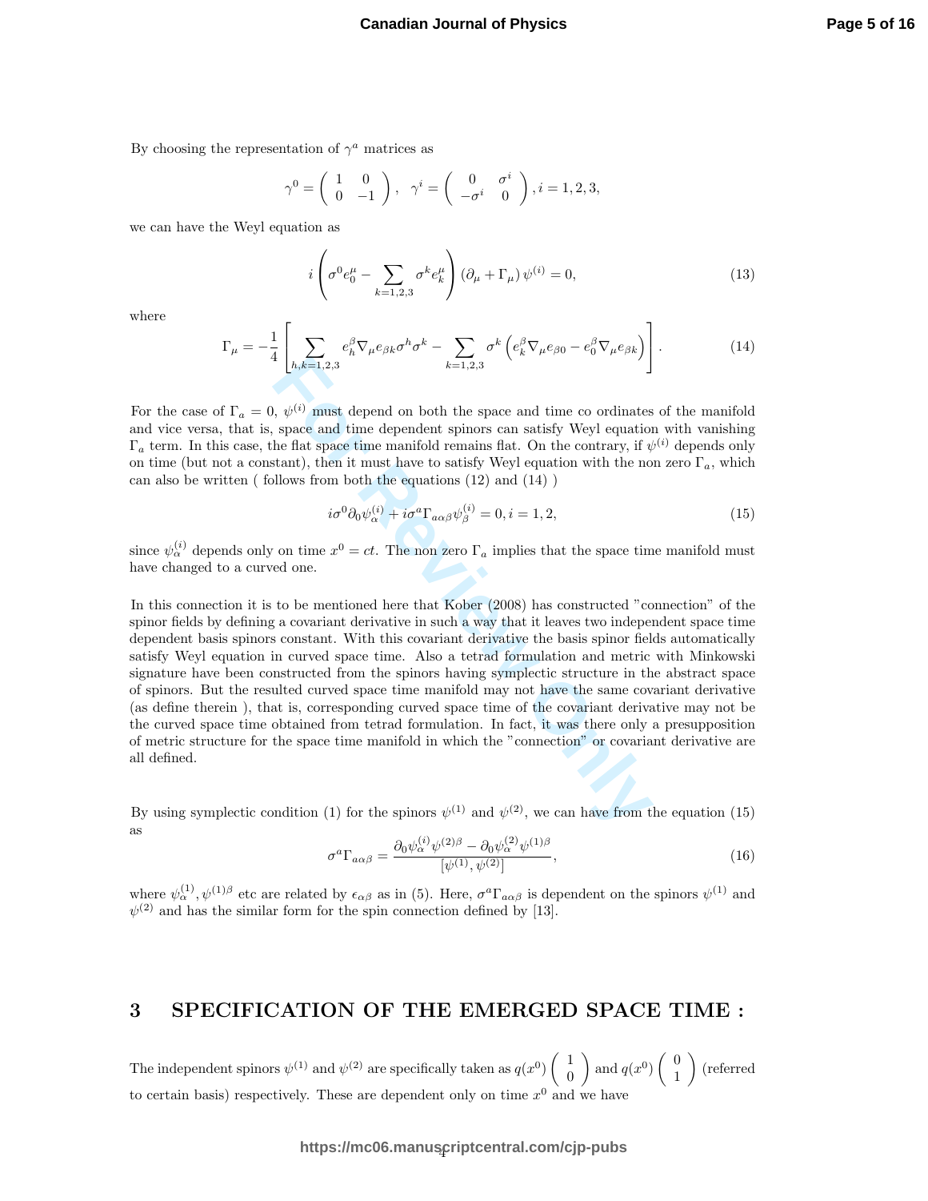By choosing the representation of $\gamma^a$ matrices as

$$\gamma^0 = \begin{pmatrix} 1 & 0 \\ 0 & -1 \end{pmatrix}, \quad \gamma^i = \begin{pmatrix} 0 & \sigma^i \\ -\sigma^i & 0 \end{pmatrix}, i = 1, 2, 3,$$

we can have the Weyl equation as

$$i\left(\sigma^0 e_0^\mu - \sum_{k=1,2,3} \sigma^k e_k^\mu\right)(\partial_\mu + \Gamma_\mu)\,\psi^{(i)} = 0, \tag{13}$$

where

$$\Gamma_\mu = -\frac{1}{4}\left[\sum_{h,k=1,2,3} e_h^\beta \nabla_\mu e_{\beta k} \sigma^h \sigma^k - \sum_{k=1,2,3} \sigma^k \left(e_k^\beta \nabla_\mu e_{\beta 0} - e_0^\beta \nabla_\mu e_{\beta k}\right)\right]. \tag{14}$$

For the case of $\Gamma_a = 0$, $\psi^{(i)}$ must depend on both the space and time co ordinates of the manifold and vice versa, that is, space and time dependent spinors can satisfy Weyl equation with vanishing $\Gamma_a$ term. In this case, the flat space time manifold remains flat. On the contrary, if $\psi^{(i)}$ depends only on time (but not a constant), then it must have to satisfy Weyl equation with the non zero $\Gamma_a$, which can also be written ( follows from both the equations (12) and (14) )

$$i\sigma^0 \partial_0 \psi_\alpha^{(i)} + i\sigma^a \Gamma_{a\alpha\beta} \psi_\beta^{(i)} = 0, i = 1, 2, \tag{15}$$

since $\psi_\alpha^{(i)}$ depends only on time $x^0 = ct$. The non zero $\Gamma_a$ implies that the space time manifold must have changed to a curved one.

In this connection it is to be mentioned here that Kober (2008) has constructed "connection" of the spinor fields by defining a covariant derivative in such a way that it leaves two independent space time dependent basis spinors constant. With this covariant derivative the basis spinor fields automatically satisfy Weyl equation in curved space time. Also a tetrad formulation and metric with Minkowski signature have been constructed from the spinors having symplectic structure in the abstract space of spinors. But the resulted curved space time manifold may not have the same covariant derivative (as define therein ), that is, corresponding curved space time of the covariant derivative may not be the curved space time obtained from tetrad formulation. In fact, it was there only a presupposition of metric structure for the space time manifold in which the "connection" or covariant derivative are all defined.

By using symplectic condition (1) for the spinors $\psi^{(1)}$ and $\psi^{(2)}$, we can have from the equation (15) as

$$\sigma^a \Gamma_{a\alpha\beta} = \frac{\partial_0 \psi_\alpha^{(i)} \psi^{(2)\beta} - \partial_0 \psi_\alpha^{(2)} \psi^{(1)\beta}}{[\psi^{(1)}, \psi^{(2)}]}, \tag{16}$$

where $\psi_\alpha^{(1)}, \psi^{(1)\beta}$ etc are related by $\epsilon_{\alpha\beta}$ as in (5). Here, $\sigma^a \Gamma_{a\alpha\beta}$ is dependent on the spinors $\psi^{(1)}$ and $\psi^{(2)}$ and has the similar form for the spin connection defined by [13].

## 3 SPECIFICATION OF THE EMERGED SPACE TIME :

The independent spinors $\psi^{(1)}$ and $\psi^{(2)}$ are specifically taken as $q(x^0)\begin{pmatrix} 1 \\ 0 \end{pmatrix}$ and $q(x^0)\begin{pmatrix} 0 \\ 1 \end{pmatrix}$ (referred to certain basis) respectively. These are dependent only on time $x^0$ and we have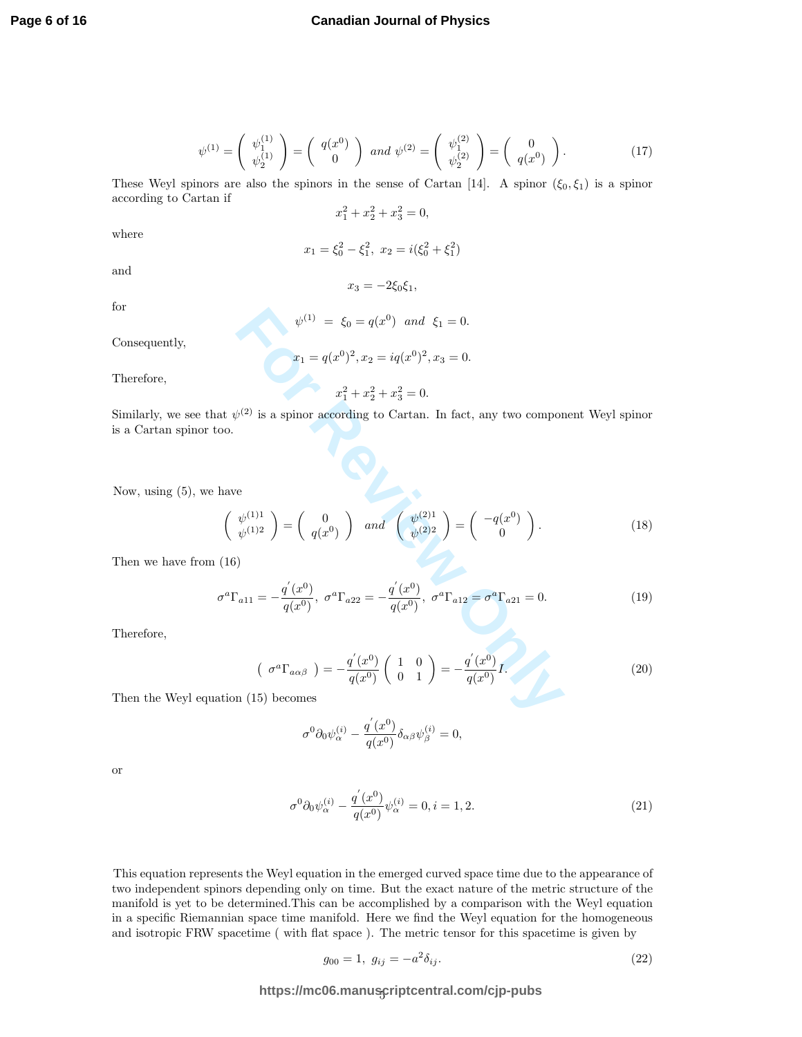$$\psi^{(1)} = \begin{pmatrix} \psi_1^{(1)} \\ \psi_2^{(1)} \end{pmatrix} = \begin{pmatrix} q(x^0) \\ 0 \end{pmatrix} \;\; and \; \psi^{(2)} = \begin{pmatrix} \psi_1^{(2)} \\ \psi_2^{(2)} \end{pmatrix} = \begin{pmatrix} 0 \\ q(x^0) \end{pmatrix}. \tag{17}$$

These Weyl spinors are also the spinors in the sense of Cartan [14]. A spinor $(\xi_0, \xi_1)$ is a spinor according to Cartan if

$$x_1^2 + x_2^2 + x_3^2 = 0,$$

where

$$x_1 = \xi_0^2 - \xi_1^2, \; x_2 = i(\xi_0^2 + \xi_1^2)$$

and

$$x_3 = -2\xi_0\xi_1,$$

for

$$\psi^{(1)} \;=\; \xi_0 = q(x^0) \;\; and \;\; \xi_1 = 0.$$

Consequently,

$$x_1 = q(x^0)^2, x_2 = iq(x^0)^2, x_3 = 0.$$

Therefore,

$$x_1^2 + x_2^2 + x_3^2 = 0.$$

Similarly, we see that $\psi^{(2)}$ is a spinor according to Cartan. In fact, any two component Weyl spinor is a Cartan spinor too.

Now, using (5), we have

$$\begin{pmatrix} \psi^{(1)1} \\ \psi^{(1)2} \end{pmatrix} = \begin{pmatrix} 0 \\ q(x^0) \end{pmatrix} \;\; and \;\; \begin{pmatrix} \psi^{(2)1} \\ \psi^{(2)2} \end{pmatrix} = \begin{pmatrix} -q(x^0) \\ 0 \end{pmatrix}. \tag{18}$$

Then we have from (16)

$$\sigma^a \Gamma_{a11} = -\frac{q'(x^0)}{q(x^0)}, \; \sigma^a \Gamma_{a22} = -\frac{q'(x^0)}{q(x^0)}, \; \sigma^a \Gamma_{a12} = \sigma^a \Gamma_{a21} = 0. \tag{19}$$

Therefore,

$$\left( \; \sigma^a \Gamma_{a\alpha\beta} \; \right) = -\frac{q'(x^0)}{q(x^0)} \begin{pmatrix} 1 & 0 \\ 0 & 1 \end{pmatrix} = -\frac{q'(x^0)}{q(x^0)} I. \tag{20}$$

Then the Weyl equation (15) becomes

$$\sigma^0 \partial_0 \psi_\alpha^{(i)} - \frac{q'(x^0)}{q(x^0)} \delta_{\alpha\beta} \psi_\beta^{(i)} = 0,$$

or

$$\sigma^0 \partial_0 \psi_\alpha^{(i)} - \frac{q'(x^0)}{q(x^0)} \psi_\alpha^{(i)} = 0, i = 1, 2. \tag{21}$$

This equation represents the Weyl equation in the emerged curved space time due to the appearance of two independent spinors depending only on time. But the exact nature of the metric structure of the manifold is yet to be determined.This can be accomplished by a comparison with the Weyl equation in a specific Riemannian space time manifold. Here we find the Weyl equation for the homogeneous and isotropic FRW spacetime ( with flat space ). The metric tensor for this spacetime is given by

$$g_{00} = 1, \; g_{ij} = -a^2 \delta_{ij}. \tag{22}$$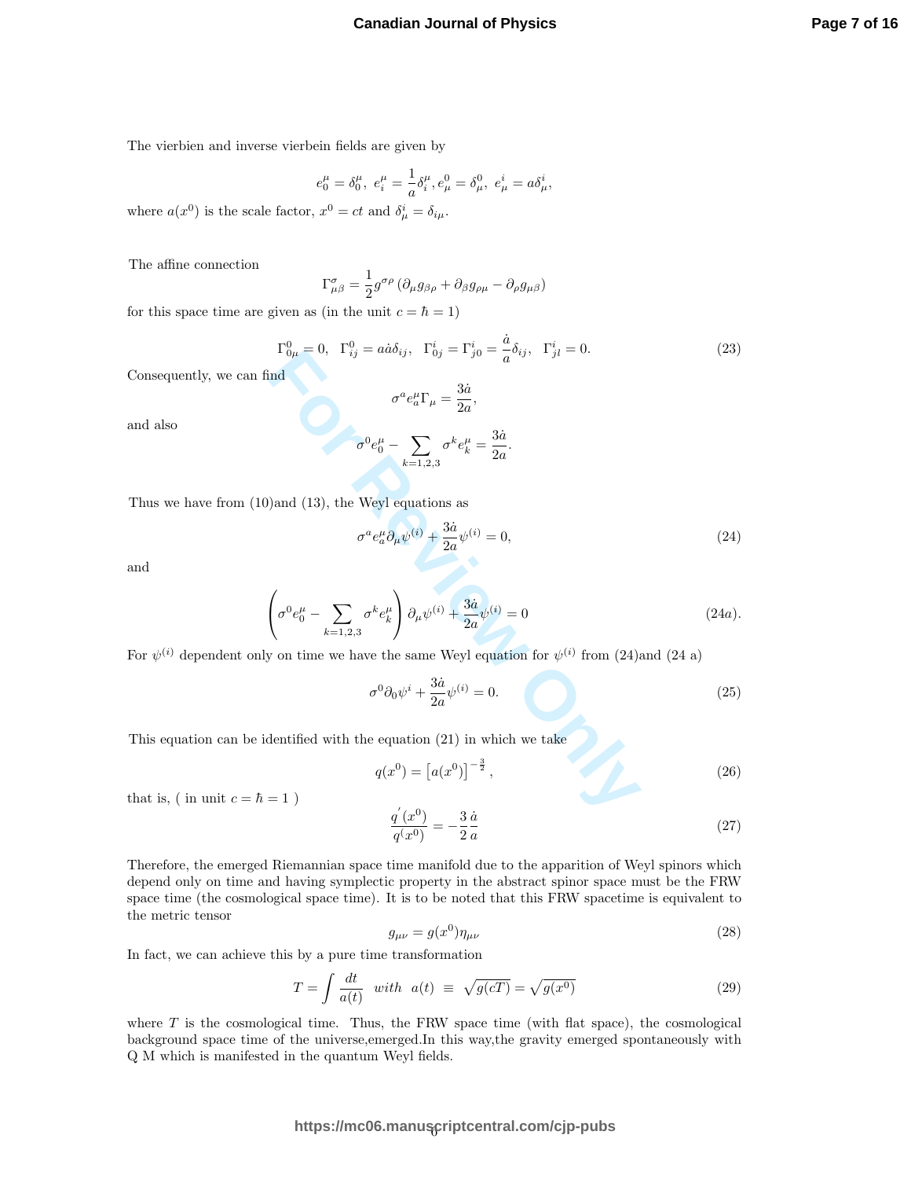The vierbien and inverse vierbein fields are given by

$$e_0^\mu = \delta_0^\mu,\ e_i^\mu = \frac{1}{a}\delta_i^\mu, e_\mu^0 = \delta_\mu^0,\ e_\mu^i = a\delta_\mu^i,$$

where $a(x^0)$ is the scale factor, $x^0 = ct$ and $\delta_\mu^i = \delta_{i\mu}$.

The affine connection

$$\Gamma^\sigma_{\mu\beta} = \frac{1}{2}g^{\sigma\rho}\left(\partial_\mu g_{\beta\rho} + \partial_\beta g_{\rho\mu} - \partial_\rho g_{\mu\beta}\right)$$

for this space time are given as (in the unit $c = \hbar = 1$)

$$\Gamma^0_{0\mu} = 0,\ \ \Gamma^0_{ij} = a\dot{a}\delta_{ij},\ \ \Gamma^i_{0j} = \Gamma^i_{j0} = \frac{\dot{a}}{a}\delta_{ij},\ \ \Gamma^i_{jl} = 0. \tag{23}$$

Consequently, we can find

$$\sigma^a e_a^\mu \Gamma_\mu = \frac{3\dot{a}}{2a},$$

and also

$$\sigma^0 e_0^\mu - \sum_{k=1,2,3}\sigma^k e_k^\mu = \frac{3\dot{a}}{2a}.$$

Thus we have from (10)and (13), the Weyl equations as

$$\sigma^a e_a^\mu \partial_\mu \psi^{(i)} + \frac{3\dot{a}}{2a}\psi^{(i)} = 0, \tag{24}$$

and

$$\left(\sigma^0 e_0^\mu - \sum_{k=1,2,3}\sigma^k e_k^\mu\right)\partial_\mu \psi^{(i)} + \frac{3\dot{a}}{2a}\psi^{(i)} = 0 \tag{24a}$$

For $\psi^{(i)}$ dependent only on time we have the same Weyl equation for $\psi^{(i)}$ from (24)and (24 a)

$$\sigma^0 \partial_0 \psi^i + \frac{3\dot{a}}{2a}\psi^{(i)} = 0. \tag{25}$$

This equation can be identified with the equation (21) in which we take

$$q(x^0) = \left[a(x^0)\right]^{-\frac{3}{2}}, \tag{26}$$

that is, ( in unit $c = \hbar = 1$ )

$$\frac{q^{'}(x^0)}{q(x^0)} = -\frac{3}{2}\frac{\dot{a}}{a} \tag{27}$$

Therefore, the emerged Riemannian space time manifold due to the apparition of Weyl spinors which depend only on time and having symplectic property in the abstract spinor space must be the FRW space time (the cosmological space time). It is to be noted that this FRW spacetime is equivalent to the metric tensor

$$g_{\mu\nu} = g(x^0)\eta_{\mu\nu} \tag{28}$$

In fact, we can achieve this by a pure time transformation

$$T = \int \frac{dt}{a(t)}\ \ with\ \ a(t)\ \equiv\ \sqrt{g(cT)} = \sqrt{g(x^0)} \tag{29}$$

where $T$ is the cosmological time. Thus, the FRW space time (with flat space), the cosmological background space time of the universe,emerged.In this way,the gravity emerged spontaneously with Q M which is manifested in the quantum Weyl fields.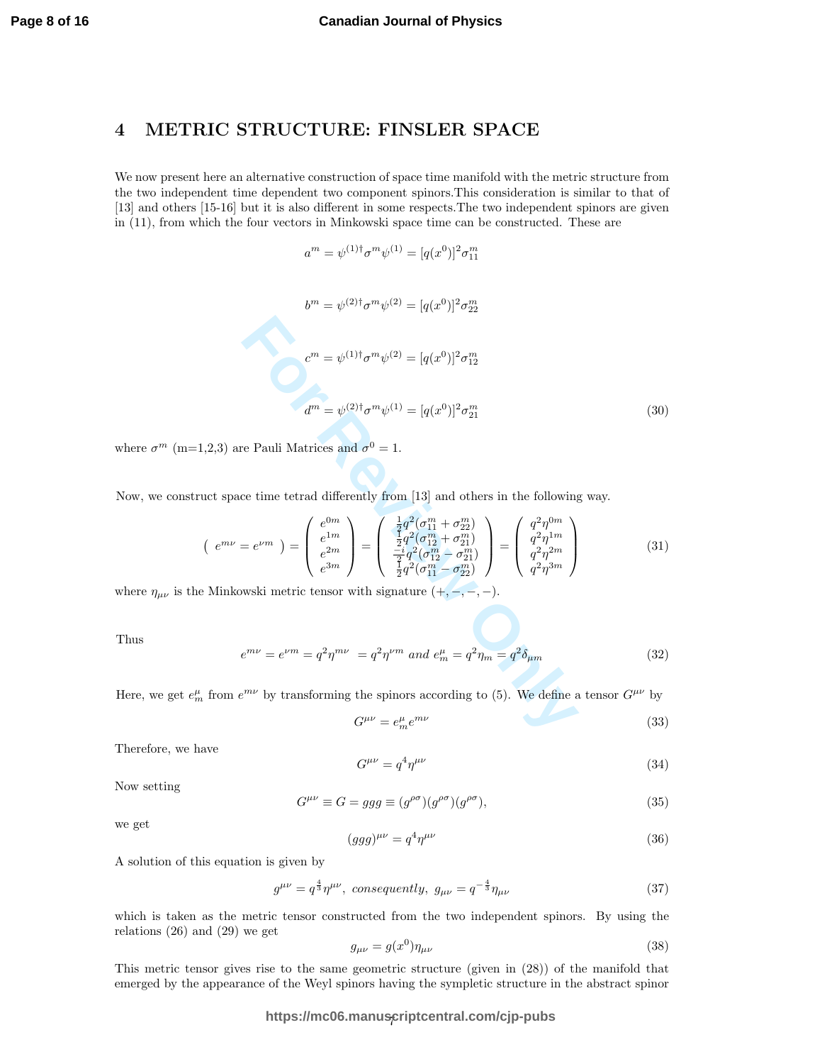## 4 METRIC STRUCTURE: FINSLER SPACE

We now present here an alternative construction of space time manifold with the metric structure from the two independent time dependent two component spinors.This consideration is similar to that of [13] and others [15-16] but it is also different in some respects.The two independent spinors are given in (11), from which the four vectors in Minkowski space time can be constructed. These are

$$a^m = \psi^{(1)\dagger}\sigma^m\psi^{(1)} = [q(x^0)]^2\sigma^m_{11}$$

$$b^m = \psi^{(2)\dagger}\sigma^m\psi^{(2)} = [q(x^0)]^2\sigma^m_{22}$$

$$c^m = \psi^{(1)\dagger}\sigma^m\psi^{(2)} = [q(x^0)]^2\sigma^m_{12}$$

$$d^m = \psi^{(2)\dagger}\sigma^m\psi^{(1)} = [q(x^0)]^2\sigma^m_{21} \tag{30}$$

where $\sigma^m$ (m=1,2,3) are Pauli Matrices and $\sigma^0 = 1$.

Now, we construct space time tetrad differently from [13] and others in the following way.

$$\left( \; e^{m\nu} = e^{\nu m} \; \right) = \begin{pmatrix} e^{0m} \\ e^{1m} \\ e^{2m} \\ e^{3m} \end{pmatrix} = \begin{pmatrix} \frac{1}{2}q^2(\sigma^m_{11} + \sigma^m_{22}) \\ \frac{1}{2}q^2(\sigma^m_{12} + \sigma^m_{21}) \\ \frac{-i}{2}q^2(\sigma^m_{12} - \sigma^m_{21}) \\ \frac{1}{2}q^2(\sigma^m_{11} - \sigma^m_{22}) \end{pmatrix} = \begin{pmatrix} q^2\eta^{0m} \\ q^2\eta^{1m} \\ q^2\eta^{2m} \\ q^2\eta^{3m} \end{pmatrix} \tag{31}$$

where $\eta_{\mu\nu}$ is the Minkowski metric tensor with signature $(+,-,-,-)$.

Thus

$$e^{m\nu} = e^{\nu m} = q^2\eta^{m\nu} \; = q^2\eta^{\nu m} \; and \; e^{\mu}_m = q^2\eta_m = q^2\delta_{\mu m} \tag{32}$$

Here, we get $e^{\mu}_m$ from $e^{m\nu}$ by transforming the spinors according to (5). We define a tensor $G^{\mu\nu}$ by

$$G^{\mu\nu} = e^{\mu}_m e^{m\nu} \tag{33}$$

Therefore, we have

$$G^{\mu\nu} = q^4\eta^{\mu\nu} \tag{34}$$

Now setting

$$G^{\mu\nu} \equiv G = ggg \equiv (g^{\rho\sigma})(g^{\rho\sigma})(g^{\rho\sigma}), \tag{35}$$

we get

$$(ggg)^{\mu\nu} = q^4\eta^{\mu\nu} \tag{36}$$

A solution of this equation is given by

$$g^{\mu\nu} = q^{\frac{4}{3}}\eta^{\mu\nu}, \; consequently, \; g_{\mu\nu} = q^{-\frac{4}{3}}\eta_{\mu\nu} \tag{37}$$

which is taken as the metric tensor constructed from the two independent spinors. By using the relations (26) and (29) we get

$$g_{\mu\nu} = g(x^0)\eta_{\mu\nu} \tag{38}$$

This metric tensor gives rise to the same geometric structure (given in (28)) of the manifold that emerged by the appearance of the Weyl spinors having the sympletic structure in the abstract spinor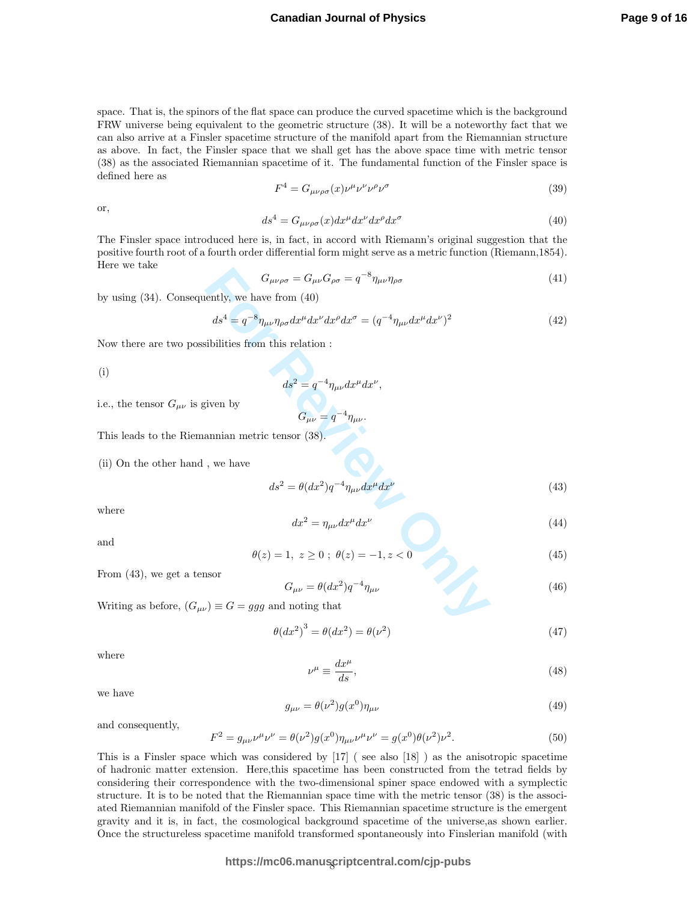space. That is, the spinors of the flat space can produce the curved spacetime which is the background FRW universe being equivalent to the geometric structure (38). It will be a noteworthy fact that we can also arrive at a Finsler spacetime structure of the manifold apart from the Riemannian structure as above. In fact, the Finsler space that we shall get has the above space time with metric tensor (38) as the associated Riemannian spacetime of it. The fundamental function of the Finsler space is defined here as

$$F^4 = G_{\mu\nu\rho\sigma}(x)\nu^\mu\nu^\nu\nu^\rho\nu^\sigma \tag{39}$$

or,

$$ds^4 = G_{\mu\nu\rho\sigma}(x)dx^\mu dx^\nu dx^\rho dx^\sigma \tag{40}$$

The Finsler space introduced here is, in fact, in accord with Riemann's original suggestion that the positive fourth root of a fourth order differential form might serve as a metric function (Riemann,1854). Here we take

$$G_{\mu\nu\rho\sigma} = G_{\mu\nu}G_{\rho\sigma} = q^{-8}\eta_{\mu\nu}\eta_{\rho\sigma} \tag{41}$$

by using (34). Consequently, we have from (40)

$$ds^4 = q^{-8}\eta_{\mu\nu}\eta_{\rho\sigma}dx^\mu dx^\nu dx^\rho dx^\sigma = (q^{-4}\eta_{\mu\nu}dx^\mu dx^\nu)^2 \tag{42}$$

Now there are two possibilities from this relation :

(i)

$$ds^2 = q^{-4}\eta_{\mu\nu}dx^\mu dx^\nu,$$

i.e., the tensor $G_{\mu\nu}$ is given by

$$G_{\mu\nu} = q^{-4}\eta_{\mu\nu}.$$

This leads to the Riemannian metric tensor (38).

(ii) On the other hand , we have

$$ds^2 = \theta(dx^2)q^{-4}\eta_{\mu\nu}dx^\mu dx^\nu \tag{43}$$

where

$$dx^2 = \eta_{\mu\nu}dx^\mu dx^\nu \tag{44}$$

and

$$\theta(z) = 1,\ z \geq 0\ ;\ \theta(z) = -1, z < 0 \tag{45}$$

From (43), we get a tensor

$$G_{\mu\nu} = \theta(dx^2)q^{-4}\eta_{\mu\nu} \tag{46}$$

Writing as before, $(G_{\mu\nu}) \equiv G = ggg$ and noting that

$$\theta(dx^2)^3 = \theta(dx^2) = \theta(\nu^2) \tag{47}$$

where

$$\nu^\mu \equiv \frac{dx^\mu}{ds}, \tag{48}$$

we have

$$g_{\mu\nu} = \theta(\nu^2)g(x^0)\eta_{\mu\nu} \tag{49}$$

and consequently,

$$F^2 = g_{\mu\nu}\nu^\mu\nu^\nu = \theta(\nu^2)g(x^0)\eta_{\mu\nu}\nu^\mu\nu^\nu = g(x^0)\theta(\nu^2)\nu^2. \tag{50}$$

This is a Finsler space which was considered by [17] ( see also [18] ) as the anisotropic spacetime of hadronic matter extension. Here,this spacetime has been constructed from the tetrad fields by considering their correspondence with the two-dimensional spiner space endowed with a symplectic structure. It is to be noted that the Riemannian space time with the metric tensor (38) is the associated Riemannian manifold of the Finsler space. This Riemannian spacetime structure is the emergent gravity and it is, in fact, the cosmological background spacetime of the universe,as shown earlier. Once the structureless spacetime manifold transformed spontaneously into Finslerian manifold (with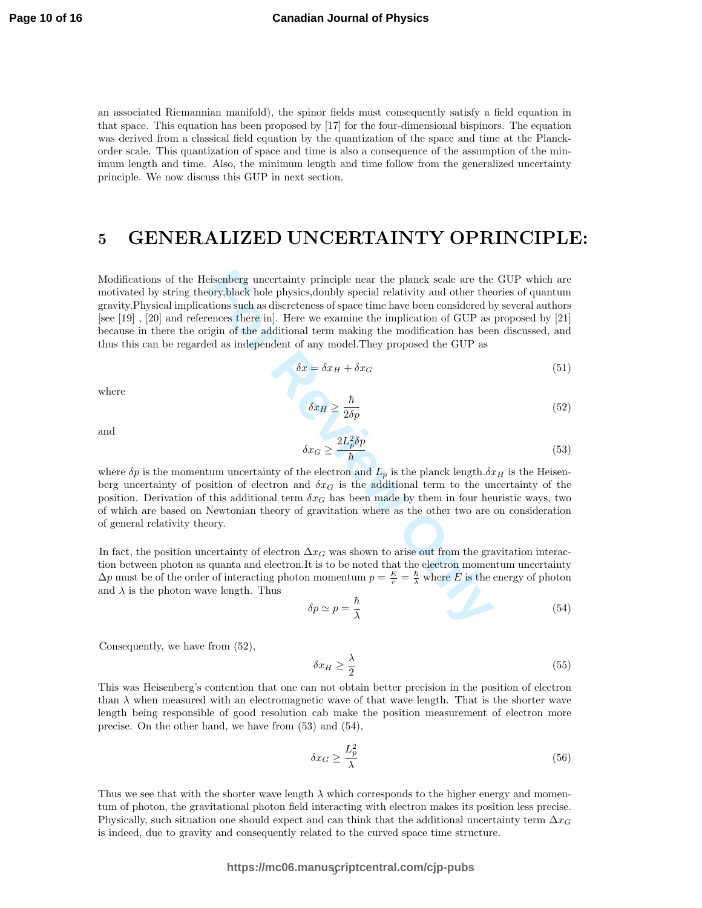an associated Riemannian manifold), the spinor fields must consequently satisfy a field equation in that space. This equation has been proposed by [17] for the four-dimensional bispinors. The equation was derived from a classical field equation by the quantization of the space and time at the Planck-order scale. This quantization of space and time is also a consequence of the assumption of the minimum length and time. Also, the minimum length and time follow from the generalized uncertainty principle. We now discuss this GUP in next section.

## 5 GENERALIZED UNCERTAINTY OPRINCIPLE:

Modifications of the Heisenberg uncertainty principle near the planck scale are the GUP which are motivated by string theory,black hole physics,doubly special relativity and other theories of quantum gravity.Physical implications such as discreteness of space time have been considered by several authors [see [19] , [20] and references there in]. Here we examine the implication of GUP as proposed by [21] because in there the origin of the additional term making the modification has been discussed, and thus this can be regarded as independent of any model.They proposed the GUP as

$$\delta x = \delta x_H + \delta x_G \tag{51}$$

where

$$\delta x_H \geq \frac{\hbar}{2\delta p} \tag{52}$$

and

$$\delta x_G \geq \frac{2L_p^2 \delta p}{\hbar} \tag{53}$$

where $\delta p$ is the momentum uncertainty of the electron and $L_p$ is the planck length.$\delta x_H$ is the Heisenberg uncertainty of position of electron and $\delta x_G$ is the additional term to the uncertainty of the position. Derivation of this additional term $\delta x_G$ has been made by them in four heuristic ways, two of which are based on Newtonian theory of gravitation where as the other two are on consideration of general relativity theory.

In fact, the position uncertainty of electron $\Delta x_G$ was shown to arise out from the gravitation interaction between photon as quanta and electron.It is to be noted that the electron momentum uncertainty $\Delta p$ must be of the order of interacting photon momentum $p = \frac{E}{c} = \frac{\hbar}{\lambda}$ where $E$ is the energy of photon and $\lambda$ is the photon wave length. Thus

$$\delta p \simeq p = \frac{\hbar}{\lambda} \tag{54}$$

Consequently, we have from (52),

$$\delta x_H \geq \frac{\lambda}{2} \tag{55}$$

This was Heisenberg's contention that one can not obtain better precision in the position of electron than $\lambda$ when measured with an electromagnetic wave of that wave length. That is the shorter wave length being responsible of good resolution cab make the position measurement of electron more precise. On the other hand, we have from (53) and (54),

$$\delta x_G \geq \frac{L_p^2}{\lambda} \tag{56}$$

Thus we see that with the shorter wave length $\lambda$ which corresponds to the higher energy and momentum of photon, the gravitational photon field interacting with electron makes its position less precise. Physically, such situation one should expect and can think that the additional uncertainty term $\Delta x_G$ is indeed, due to gravity and consequently related to the curved space time structure.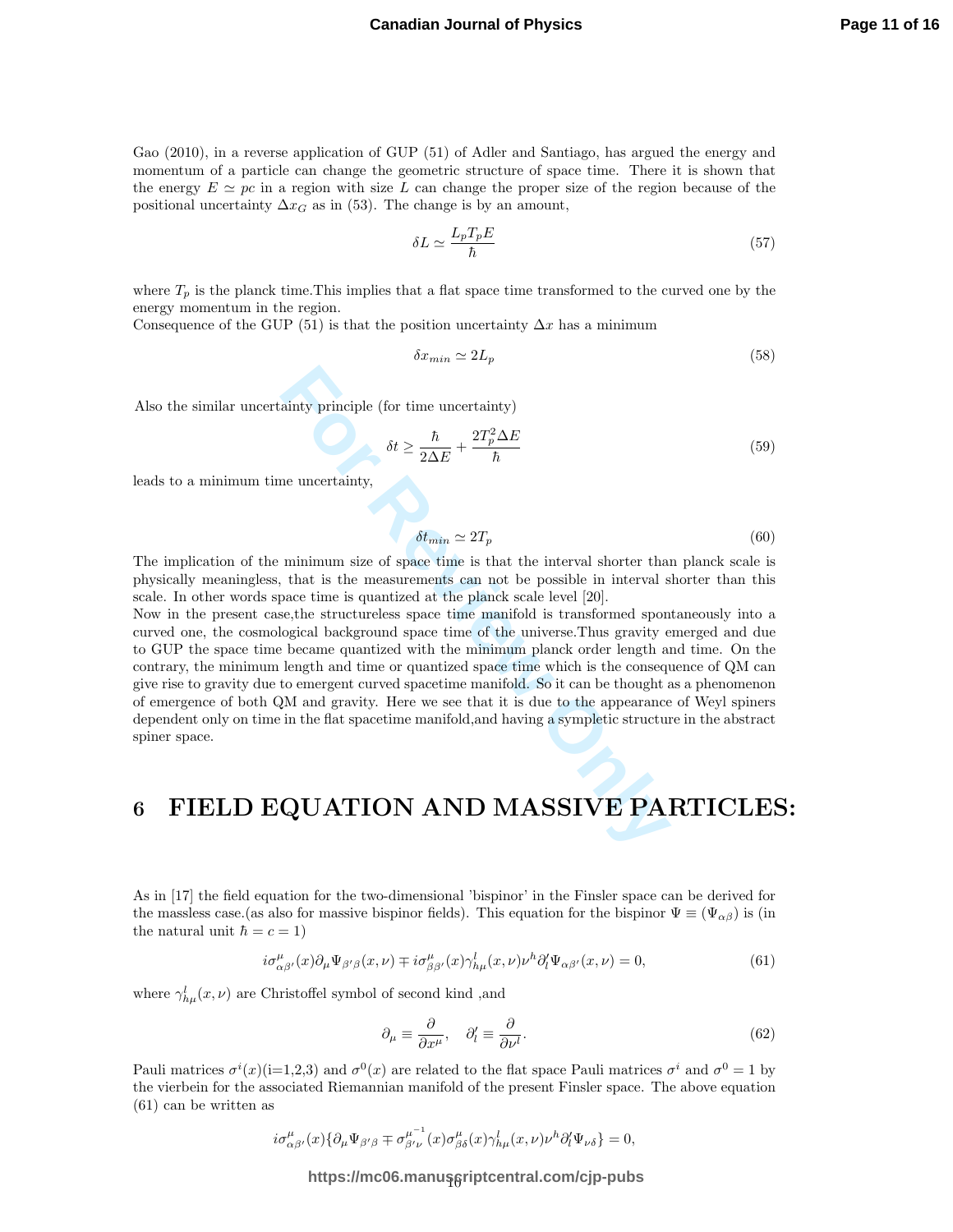Gao (2010), in a reverse application of GUP (51) of Adler and Santiago, has argued the energy and momentum of a particle can change the geometric structure of space time. There it is shown that the energy $E \simeq pc$ in a region with size $L$ can change the proper size of the region because of the positional uncertainty $\Delta x_G$ as in (53). The change is by an amount,

$$\delta L \simeq \frac{L_p T_p E}{\hbar} \tag{57}$$

where $T_p$ is the planck time.This implies that a flat space time transformed to the curved one by the energy momentum in the region.
Consequence of the GUP (51) is that the position uncertainty $\Delta x$ has a minimum

$$\delta x_{min} \simeq 2L_p \tag{58}$$

Also the similar uncertainty principle (for time uncertainty)

$$\delta t \geq \frac{\hbar}{2\Delta E} + \frac{2T_p^2 \Delta E}{\hbar} \tag{59}$$

leads to a minimum time uncertainty,

$$\delta t_{min} \simeq 2T_p \tag{60}$$

The implication of the minimum size of space time is that the interval shorter than planck scale is physically meaningless, that is the measurements can not be possible in interval shorter than this scale. In other words space time is quantized at the planck scale level [20].
Now in the present case,the structureless space time manifold is transformed spontaneously into a curved one, the cosmological background space time of the universe.Thus gravity emerged and due to GUP the space time became quantized with the minimum planck order length and time. On the contrary, the minimum length and time or quantized space time which is the consequence of QM can give rise to gravity due to emergent curved spacetime manifold. So it can be thought as a phenomenon of emergence of both QM and gravity. Here we see that it is due to the appearance of Weyl spiners dependent only on time in the flat spacetime manifold,and having a sympletic structure in the abstract spiner space.

# 6 FIELD EQUATION AND MASSIVE PARTICLES:

As in [17] the field equation for the two-dimensional 'bispinor' in the Finsler space can be derived for the massless case.(as also for massive bispinor fields). This equation for the bispinor $\Psi \equiv (\Psi_{\alpha\beta})$ is (in the natural unit $\hbar = c = 1$)

$$i\sigma^{\mu}_{\alpha\beta'}(x)\partial_\mu \Psi_{\beta'\beta}(x,\nu) \mp i\sigma^{\mu}_{\beta\beta'}(x)\gamma^{l}_{h\mu}(x,\nu)\nu^h \partial'_l \Psi_{\alpha\beta'}(x,\nu) = 0, \tag{61}$$

where $\gamma^l_{h\mu}(x,\nu)$ are Christoffel symbol of second kind ,and

$$\partial_\mu \equiv \frac{\partial}{\partial x^\mu}, \quad \partial'_l \equiv \frac{\partial}{\partial \nu^l}. \tag{62}$$

Pauli matrices $\sigma^i(x)$(i=1,2,3) and $\sigma^0(x)$ are related to the flat space Pauli matrices $\sigma^i$ and $\sigma^0 = 1$ by the vierbein for the associated Riemannian manifold of the present Finsler space. The above equation (61) can be written as

$$i\sigma^{\mu}_{\alpha\beta'}(x)\{\partial_\mu \Psi_{\beta'\beta} \mp \sigma^{\mu^{-1}}_{\beta'\nu}(x)\sigma^{\mu}_{\beta\delta}(x)\gamma^l_{h\mu}(x,\nu)\nu^h \partial'_l \Psi_{\nu\delta}\} = 0,$$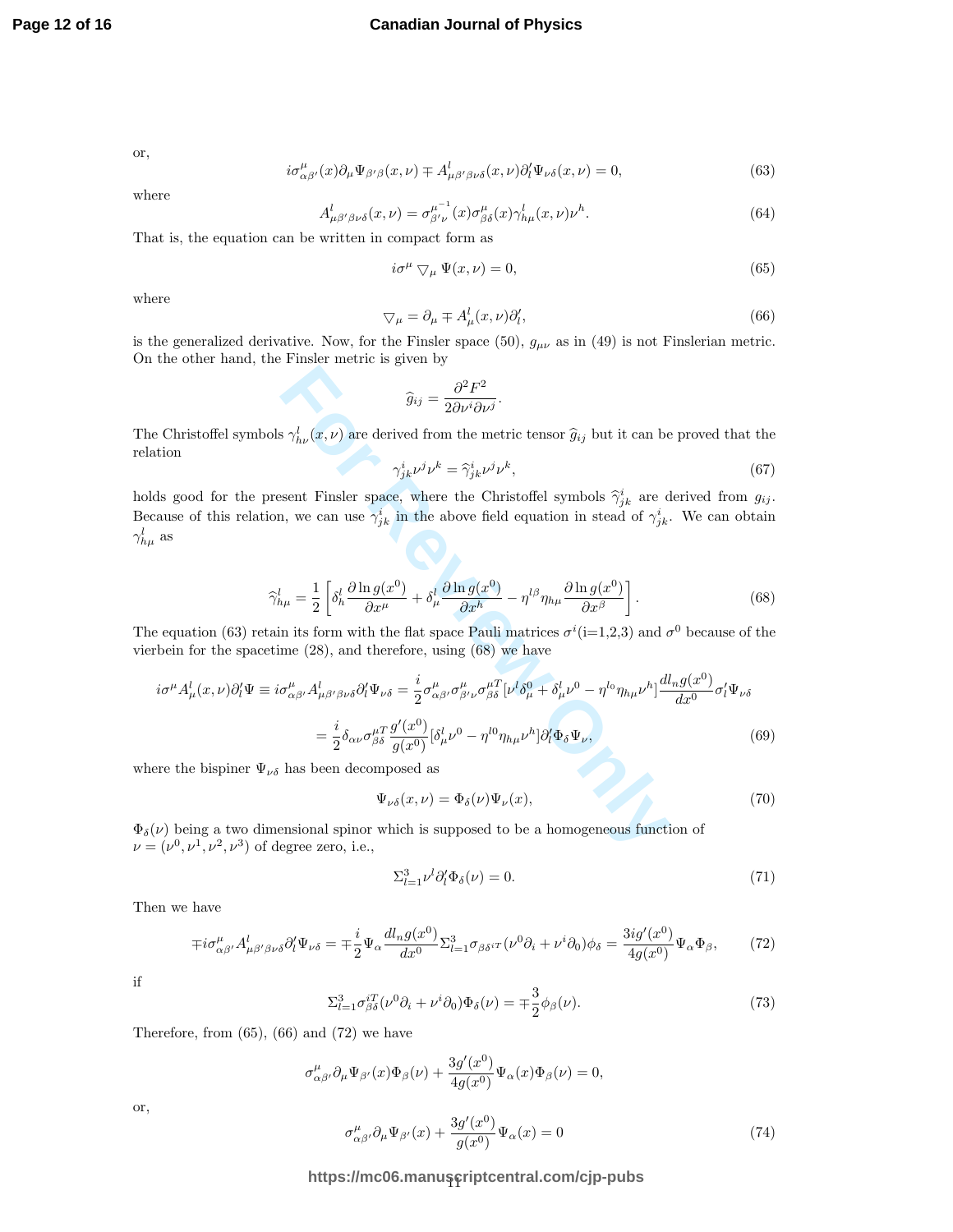or,

$$i\sigma^{\mu}_{\alpha\beta'}(x)\partial_{\mu}\Psi_{\beta'\beta}(x,\nu) \mp A^{l}_{\mu\beta'\beta\nu\delta}(x,\nu)\partial'_{l}\Psi_{\nu\delta}(x,\nu) = 0, \tag{63}$$

where

$$A^{l}_{\mu\beta'\beta\nu\delta}(x,\nu) = \sigma^{\mu^{-1}}_{\beta'\nu}(x)\sigma^{\mu}_{\beta\delta}(x)\gamma^{l}_{h\mu}(x,\nu)\nu^{h}. \tag{64}$$

That is, the equation can be written in compact form as

$$i\sigma^{\mu}\bigtriangledown_{\mu}\Psi(x,\nu) = 0, \tag{65}$$

where

$$\bigtriangledown_{\mu} = \partial_{\mu} \mp A^{l}_{\mu}(x,\nu)\partial'_{l}, \tag{66}$$

is the generalized derivative. Now, for the Finsler space (50), $g_{\mu\nu}$ as in (49) is not Finslerian metric. On the other hand, the Finsler metric is given by

$$\widehat{g}_{ij} = \frac{\partial^2 F^2}{2\partial\nu^i\partial\nu^j}.$$

The Christoffel symbols $\gamma^{l}_{h\nu}(x,\nu)$ are derived from the metric tensor $\widehat{g}_{ij}$ but it can be proved that the relation

$$\gamma^{i}_{jk}\nu^{j}\nu^{k} = \widehat{\gamma}^{i}_{jk}\nu^{j}\nu^{k}, \tag{67}$$

holds good for the present Finsler space, where the Christoffel symbols $\widehat{\gamma}^{i}_{jk}$ are derived from $g_{ij}$. Because of this relation, we can use $\widehat{\gamma}^{i}_{jk}$ in the above field equation in stead of $\gamma^{i}_{jk}$. We can obtain $\gamma^{l}_{h\mu}$ as

$$\widehat{\gamma}^{l}_{h\mu} = \frac{1}{2}\left[\delta^{l}_{h}\frac{\partial \ln g(x^0)}{\partial x^{\mu}} + \delta^{l}_{\mu}\frac{\partial \ln g(x^0)}{\partial x^{h}} - \eta^{l\beta}\eta_{h\mu}\frac{\partial \ln g(x^0)}{\partial x^{\beta}}\right]. \tag{68}$$

The equation (63) retain its form with the flat space Pauli matrices $\sigma^{i}$(i=1,2,3) and $\sigma^{0}$ because of the vierbein for the spacetime (28), and therefore, using (68) we have

$$i\sigma^{\mu}A^{l}_{\mu}(x,\nu)\partial'_{l}\Psi \equiv i\sigma^{\mu}_{\alpha\beta'}A^{l}_{\mu\beta'\beta\nu\delta}\partial'_{l}\Psi_{\nu\delta} = \frac{i}{2}\sigma^{\mu}_{\alpha\beta'}\sigma^{\mu}_{\beta'\nu}\sigma^{\mu T}_{\beta\delta}[\nu^{l}\delta^{0}_{\mu} + \delta^{l}_{\mu}\nu^{0} - \eta^{l_0}\eta_{h\mu}\nu^{h}]\frac{dl_{n}g(x^0)}{dx^0}\sigma'_{l}\Psi_{\nu\delta}$$

$$= \frac{i}{2}\delta_{\alpha\nu}\sigma^{\mu T}_{\beta\delta}\frac{g'(x^0)}{g(x^0)}[\delta^{l}_{\mu}\nu^{0} - \eta^{l0}\eta_{h\mu}\nu^{h}]\partial'_{l}\Phi_{\delta}\Psi_{\nu}, \tag{69}$$

where the bispiner $\Psi_{\nu\delta}$ has been decomposed as

$$\Psi_{\nu\delta}(x,\nu) = \Phi_{\delta}(\nu)\Psi_{\nu}(x), \tag{70}$$

$\Phi_{\delta}(\nu)$ being a two dimensional spinor which is supposed to be a homogeneous function of $\nu = (\nu^0, \nu^1, \nu^2, \nu^3)$ of degree zero, i.e.,

$$\Sigma^{3}_{l=1}\nu^{l}\partial'_{l}\Phi_{\delta}(\nu) = 0. \tag{71}$$

Then we have

$$\mp i\sigma^{\mu}_{\alpha\beta'}A^{l}_{\mu\beta'\beta\nu\delta}\partial'_{l}\Psi_{\nu\delta} = \mp\frac{i}{2}\Psi_{\alpha}\frac{dl_{n}g(x^0)}{dx^0}\Sigma^{3}_{l=1}\sigma_{\beta\delta^{iT}}(\nu^{0}\partial_{i} + \nu^{i}\partial_{0})\phi_{\delta} = \frac{3ig'(x^0)}{4g(x^0)}\Psi_{\alpha}\Phi_{\beta}, \tag{72}$$

if

$$\Sigma^{3}_{l=1}\sigma^{iT}_{\beta\delta}(\nu^{0}\partial_{i} + \nu^{i}\partial_{0})\Phi_{\delta}(\nu) = \mp\frac{3}{2}\phi_{\beta}(\nu). \tag{73}$$

Therefore, from (65), (66) and (72) we have

$$\sigma^{\mu}_{\alpha\beta'}\partial_{\mu}\Psi_{\beta'}(x)\Phi_{\beta}(\nu) + \frac{3g'(x^0)}{4g(x^0)}\Psi_{\alpha}(x)\Phi_{\beta}(\nu) = 0,$$

or,

$$\sigma^{\mu}_{\alpha\beta'}\partial_{\mu}\Psi_{\beta'}(x) + \frac{3g'(x^0)}{g(x^0)}\Psi_{\alpha}(x) = 0 \tag{74}$$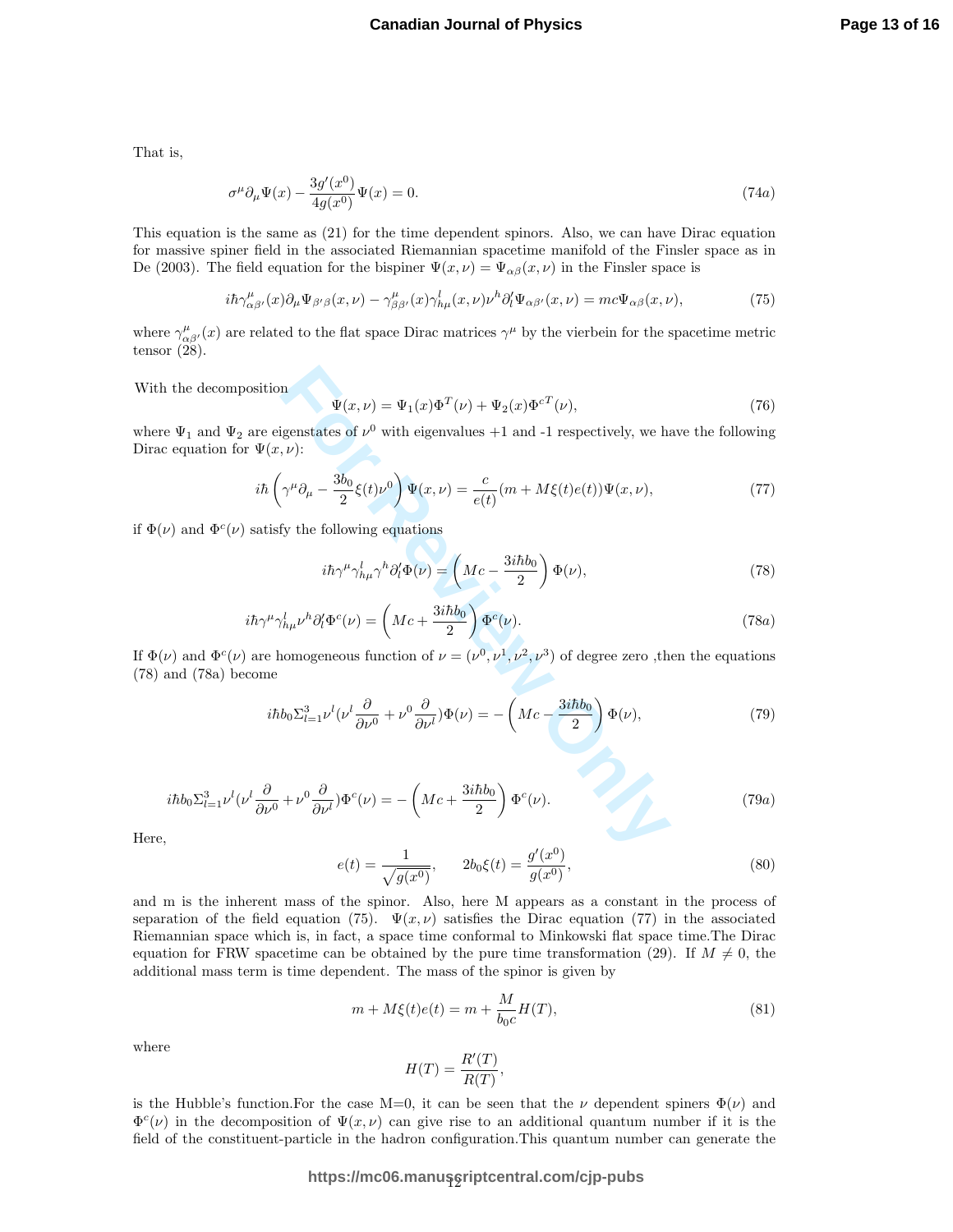That is,

$$\sigma^{\mu}\partial_{\mu}\Psi(x) - \frac{3g'(x^0)}{4g(x^0)}\Psi(x) = 0. \tag{74a}$$

This equation is the same as (21) for the time dependent spinors. Also, we can have Dirac equation for massive spiner field in the associated Riemannian spacetime manifold of the Finsler space as in De (2003). The field equation for the bispiner $\Psi(x,\nu) = \Psi_{\alpha\beta}(x,\nu)$ in the Finsler space is

$$i\hbar\gamma^{\mu}_{\alpha\beta'}(x)\partial_{\mu}\Psi_{\beta'\beta}(x,\nu) - \gamma^{\mu}_{\beta\beta'}(x)\gamma^{l}_{h\mu}(x,\nu)\nu^{h}\partial'_{l}\Psi_{\alpha\beta'}(x,\nu) = mc\Psi_{\alpha\beta}(x,\nu), \tag{75}$$

where $\gamma^{\mu}_{\alpha\beta'}(x)$ are related to the flat space Dirac matrices $\gamma^{\mu}$ by the vierbein for the spacetime metric tensor (28).

With the decomposition

$$\Psi(x,\nu) = \Psi_1(x)\Phi^T(\nu) + \Psi_2(x)\Phi^{cT}(\nu), \tag{76}$$

where $\Psi_1$ and $\Psi_2$ are eigenstates of $\nu^0$ with eigenvalues +1 and -1 respectively, we have the following Dirac equation for $\Psi(x,\nu)$:

$$i\hbar\left(\gamma^{\mu}\partial_{\mu} - \frac{3b_0}{2}\xi(t)\nu^0\right)\Psi(x,\nu) = \frac{c}{e(t)}(m + M\xi(t)e(t))\Psi(x,\nu), \tag{77}$$

if $\Phi(\nu)$ and $\Phi^c(\nu)$ satisfy the following equations

$$i\hbar\gamma^{\mu}\gamma^{l}_{h\mu}\gamma^{h}\partial'_{l}\Phi(\nu) = \left(Mc - \frac{3i\hbar b_0}{2}\right)\Phi(\nu), \tag{78}$$

$$i\hbar\gamma^{\mu}\gamma^{l}_{h\mu}\nu^{h}\partial'_{l}\Phi^c(\nu) = \left(Mc + \frac{3i\hbar b_0}{2}\right)\Phi^c(\nu). \tag{78a}$$

If $\Phi(\nu)$ and $\Phi^c(\nu)$ are homogeneous function of $\nu = (\nu^0, \nu^1, \nu^2, \nu^3)$ of degree zero ,then the equations (78) and (78a) become

$$i\hbar b_0\Sigma^3_{l=1}\nu^l(\nu^l\frac{\partial}{\partial\nu^0} + \nu^0\frac{\partial}{\partial\nu^l})\Phi(\nu) = -\left(Mc - \frac{3i\hbar b_0}{2}\right)\Phi(\nu), \tag{79}$$

$$i\hbar b_0\Sigma^3_{l=1}\nu^l(\nu^l\frac{\partial}{\partial\nu^0} + \nu^0\frac{\partial}{\partial\nu^l})\Phi^c(\nu) = -\left(Mc + \frac{3i\hbar b_0}{2}\right)\Phi^c(\nu). \tag{79a}$$

Here,

$$e(t) = \frac{1}{\sqrt{g(x^0)}}, \qquad 2b_0\xi(t) = \frac{g'(x^0)}{g(x^0)}, \tag{80}$$

and m is the inherent mass of the spinor. Also, here M appears as a constant in the process of separation of the field equation (75). $\Psi(x,\nu)$ satisfies the Dirac equation (77) in the associated Riemannian space which is, in fact, a space time conformal to Minkowski flat space time.The Dirac equation for FRW spacetime can be obtained by the pure time transformation (29). If $M \neq 0$, the additional mass term is time dependent. The mass of the spinor is given by

$$m + M\xi(t)e(t) = m + \frac{M}{b_0 c}H(T), \tag{81}$$

where

$$H(T) = \frac{R'(T)}{R(T)},$$

is the Hubble's function.For the case M=0, it can be seen that the $\nu$ dependent spiners $\Phi(\nu)$ and $\Phi^c(\nu)$ in the decomposition of $\Psi(x,\nu)$ can give rise to an additional quantum number if it is the field of the constituent-particle in the hadron configuration.This quantum number can generate the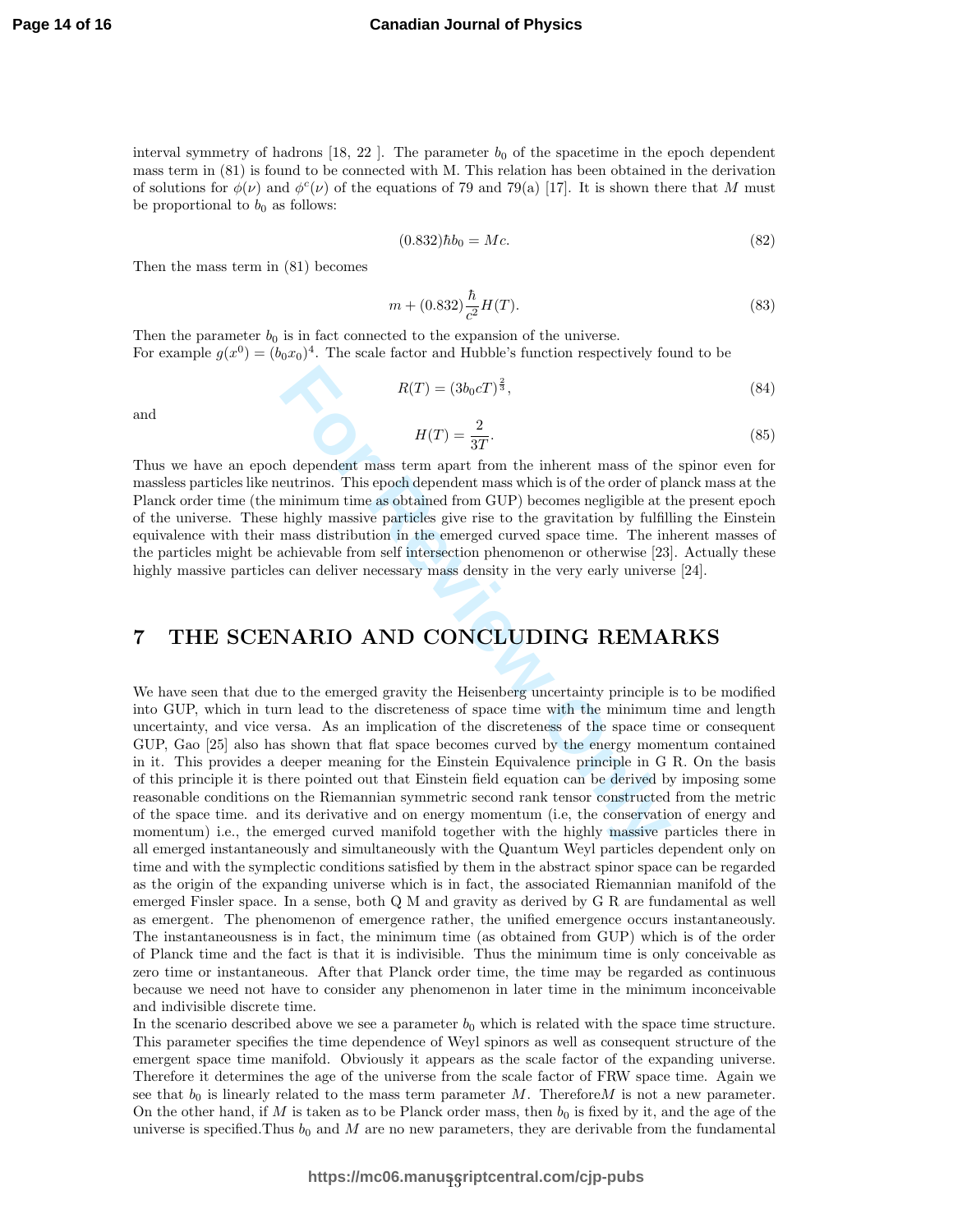interval symmetry of hadrons [18, 22 ]. The parameter $b_0$ of the spacetime in the epoch dependent mass term in (81) is found to be connected with M. This relation has been obtained in the derivation of solutions for $\phi(\nu)$ and $\phi^c(\nu)$ of the equations of 79 and 79(a) [17]. It is shown there that $M$ must be proportional to $b_0$ as follows:

$$(0.832)\hbar b_0 = Mc. \tag{82}$$

Then the mass term in (81) becomes

$$m + (0.832)\frac{\hbar}{c^2}H(T). \tag{83}$$

Then the parameter $b_0$ is in fact connected to the expansion of the universe.
For example $g(x^0) = (b_0 x_0)^4$. The scale factor and Hubble's function respectively found to be

$$R(T) = (3b_0 cT)^{\frac{2}{3}}, \tag{84}$$

and

$$H(T) = \frac{2}{3T}. \tag{85}$$

Thus we have an epoch dependent mass term apart from the inherent mass of the spinor even for massless particles like neutrinos. This epoch dependent mass which is of the order of planck mass at the Planck order time (the minimum time as obtained from GUP) becomes negligible at the present epoch of the universe. These highly massive particles give rise to the gravitation by fulfilling the Einstein equivalence with their mass distribution in the emerged curved space time. The inherent masses of the particles might be achievable from self intersection phenomenon or otherwise [23]. Actually these highly massive particles can deliver necessary mass density in the very early universe [24].

# 7 THE SCENARIO AND CONCLUDING REMARKS

We have seen that due to the emerged gravity the Heisenberg uncertainty principle is to be modified into GUP, which in turn lead to the discreteness of space time with the minimum time and length uncertainty, and vice versa. As an implication of the discreteness of the space time or consequent GUP, Gao [25] also has shown that flat space becomes curved by the energy momentum contained in it. This provides a deeper meaning for the Einstein Equivalence principle in G R. On the basis of this principle it is there pointed out that Einstein field equation can be derived by imposing some reasonable conditions on the Riemannian symmetric second rank tensor constructed from the metric of the space time. and its derivative and on energy momentum (i.e, the conservation of energy and momentum) i.e., the emerged curved manifold together with the highly massive particles there in all emerged instantaneously and simultaneously with the Quantum Weyl particles dependent only on time and with the symplectic conditions satisfied by them in the abstract spinor space can be regarded as the origin of the expanding universe which is in fact, the associated Riemannian manifold of the emerged Finsler space. In a sense, both Q M and gravity as derived by G R are fundamental as well as emergent. The phenomenon of emergence rather, the unified emergence occurs instantaneously. The instantaneousness is in fact, the minimum time (as obtained from GUP) which is of the order of Planck time and the fact is that it is indivisible. Thus the minimum time is only conceivable as zero time or instantaneous. After that Planck order time, the time may be regarded as continuous because we need not have to consider any phenomenon in later time in the minimum inconceivable and indivisible discrete time.

In the scenario described above we see a parameter $b_0$ which is related with the space time structure. This parameter specifies the time dependence of Weyl spinors as well as consequent structure of the emergent space time manifold. Obviously it appears as the scale factor of the expanding universe. Therefore it determines the age of the universe from the scale factor of FRW space time. Again we see that $b_0$ is linearly related to the mass term parameter $M$. Therefore$M$ is not a new parameter. On the other hand, if $M$ is taken as to be Planck order mass, then $b_0$ is fixed by it, and the age of the universe is specified.Thus $b_0$ and $M$ are no new parameters, they are derivable from the fundamental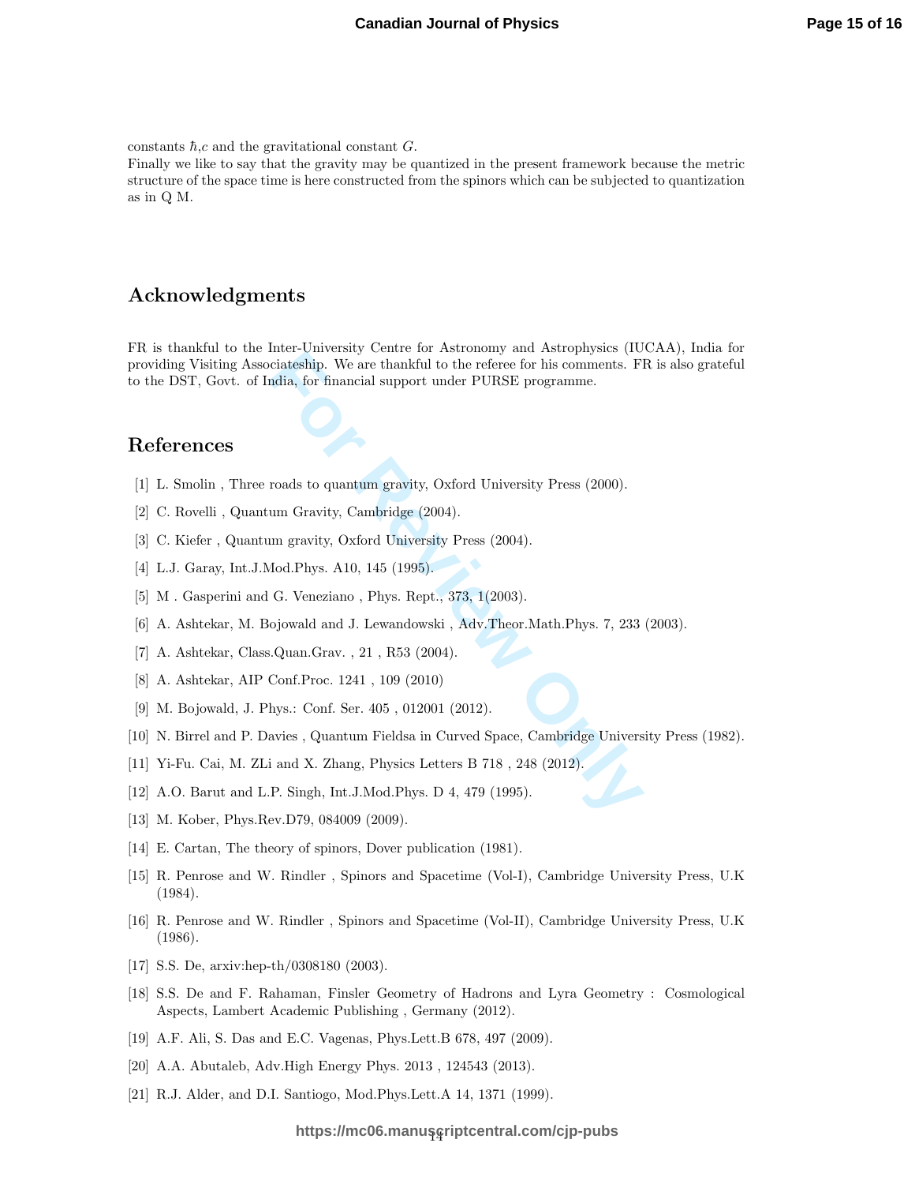constants $\hbar$,$c$ and the gravitational constant $G$.
Finally we like to say that the gravity may be quantized in the present framework because the metric structure of the space time is here constructed from the spinors which can be subjected to quantization as in Q M.

## Acknowledgments

FR is thankful to the Inter-University Centre for Astronomy and Astrophysics (IUCAA), India for providing Visiting Associateship. We are thankful to the referee for his comments. FR is also grateful to the DST, Govt. of India, for financial support under PURSE programme.

## References

[1] L. Smolin , Three roads to quantum gravity, Oxford University Press (2000).

[2] C. Rovelli , Quantum Gravity, Cambridge (2004).

[3] C. Kiefer , Quantum gravity, Oxford University Press (2004).

[4] L.J. Garay, Int.J.Mod.Phys. A10, 145 (1995).

[5] M . Gasperini and G. Veneziano , Phys. Rept., 373, 1(2003).

[6] A. Ashtekar, M. Bojowald and J. Lewandowski , Adv.Theor.Math.Phys. 7, 233 (2003).

[7] A. Ashtekar, Class.Quan.Grav. , 21 , R53 (2004).

[8] A. Ashtekar, AIP Conf.Proc. 1241 , 109 (2010)

[9] M. Bojowald, J. Phys.: Conf. Ser. 405 , 012001 (2012).

[10] N. Birrel and P. Davies , Quantum Fieldsa in Curved Space, Cambridge University Press (1982).

[11] Yi-Fu. Cai, M. ZLi and X. Zhang, Physics Letters B 718 , 248 (2012).

[12] A.O. Barut and L.P. Singh, Int.J.Mod.Phys. D 4, 479 (1995).

[13] M. Kober, Phys.Rev.D79, 084009 (2009).

[14] E. Cartan, The theory of spinors, Dover publication (1981).

[15] R. Penrose and W. Rindler , Spinors and Spacetime (Vol-I), Cambridge University Press, U.K (1984).

[16] R. Penrose and W. Rindler , Spinors and Spacetime (Vol-II), Cambridge University Press, U.K (1986).

[17] S.S. De, arxiv:hep-th/0308180 (2003).

[18] S.S. De and F. Rahaman, Finsler Geometry of Hadrons and Lyra Geometry : Cosmological Aspects, Lambert Academic Publishing , Germany (2012).

[19] A.F. Ali, S. Das and E.C. Vagenas, Phys.Lett.B 678, 497 (2009).

[20] A.A. Abutaleb, Adv.High Energy Phys. 2013 , 124543 (2013).

[21] R.J. Alder, and D.I. Santiogo, Mod.Phys.Lett.A 14, 1371 (1999).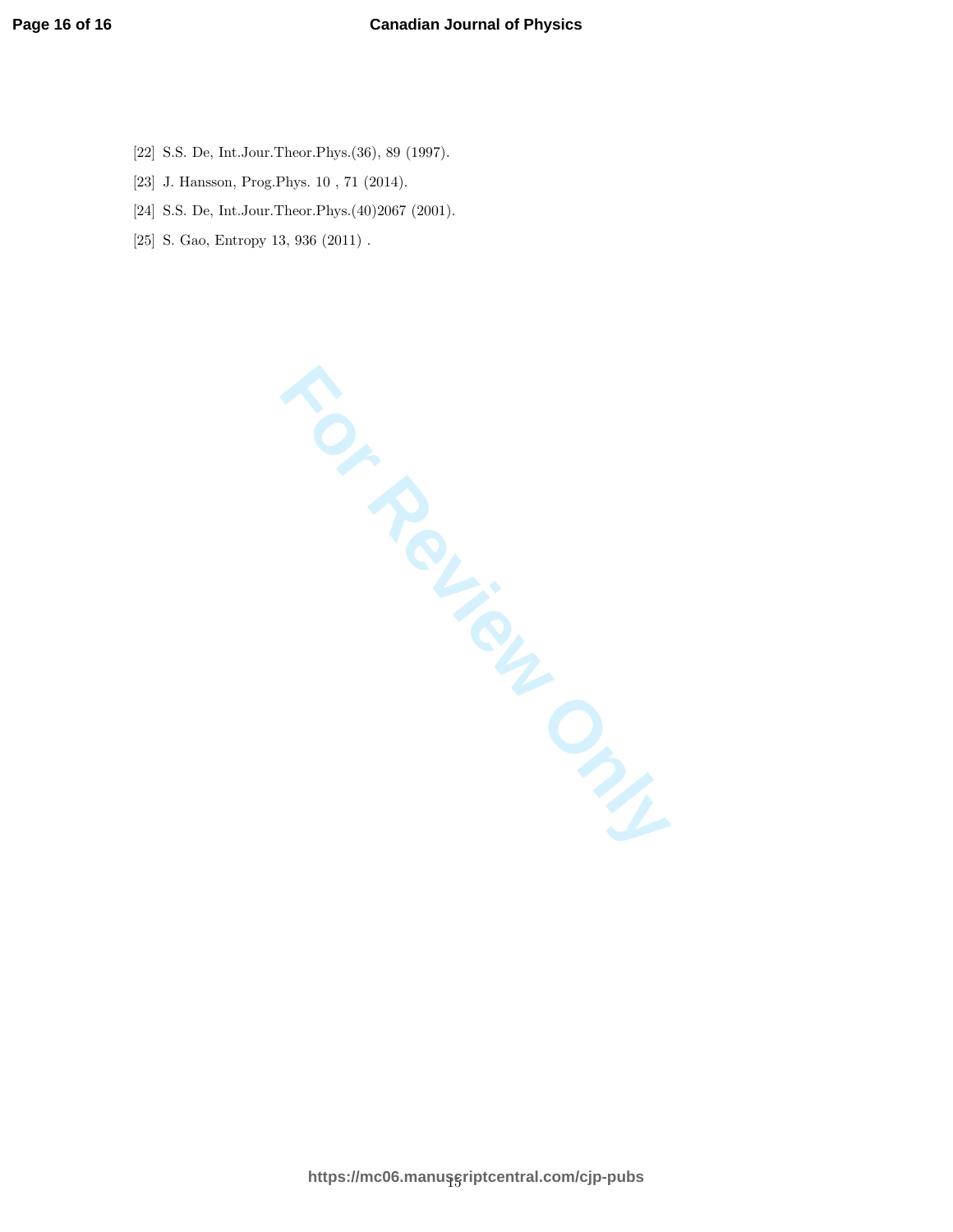[22] S.S. De, Int.Jour.Theor.Phys.(36), 89 (1997).

[23] J. Hansson, Prog.Phys. 10 , 71 (2014).

[24] S.S. De, Int.Jour.Theor.Phys.(40)2067 (2001).

[25] S. Gao, Entropy 13, 936 (2011) .